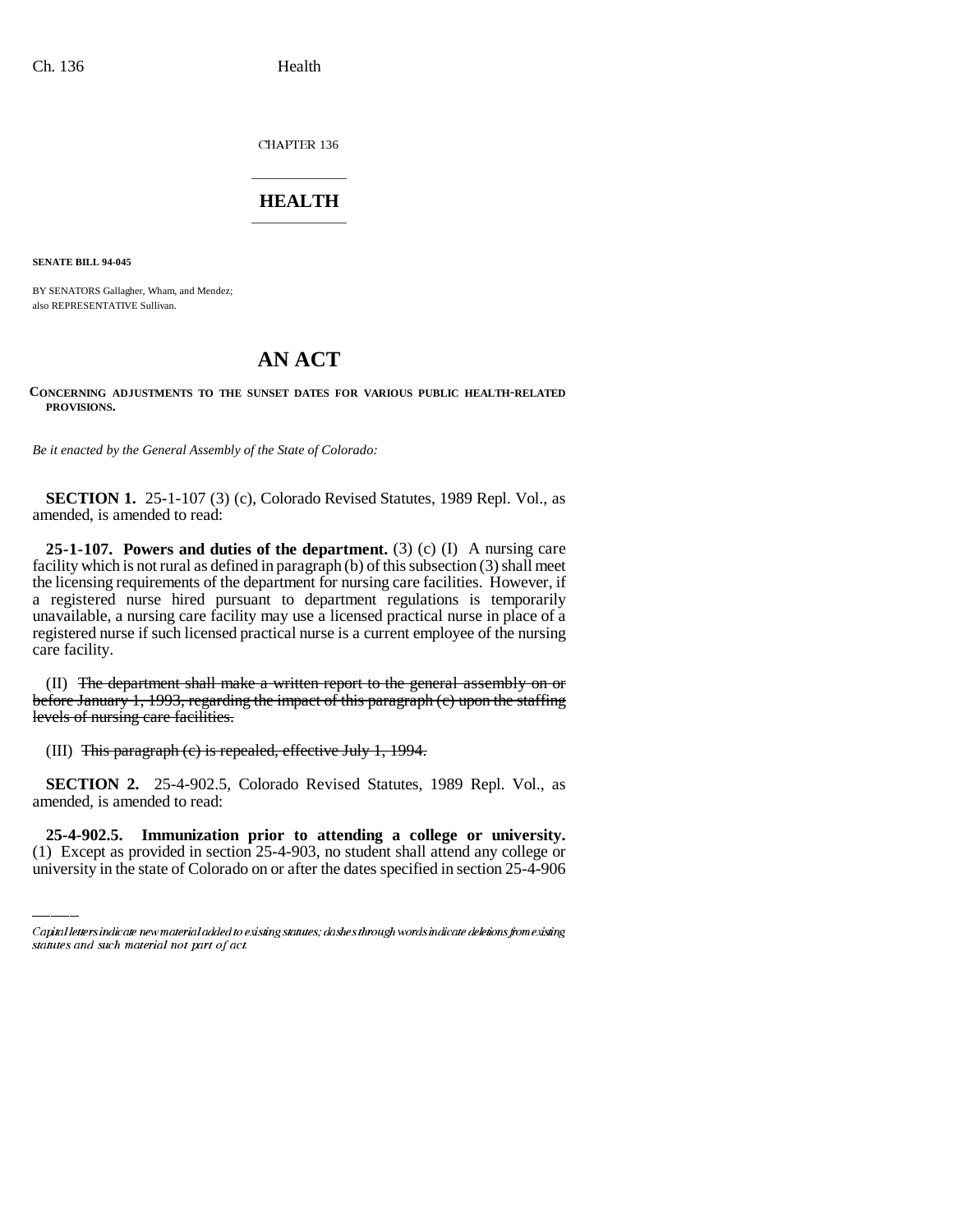CHAPTER 136

# HEALTH

**SENATE BILL 94-045**

BY SENATORS Gallagher, Wham, and Mendez;
also REPRESENTATIVE Sullivan.

# AN ACT

**CONCERNING ADJUSTMENTS TO THE SUNSET DATES FOR VARIOUS PUBLIC HEALTH-RELATED PROVISIONS.**

*Be it enacted by the General Assembly of the State of Colorado:*

**SECTION 1.** 25-1-107 (3) (c), Colorado Revised Statutes, 1989 Repl. Vol., as amended, is amended to read:

**25-1-107. Powers and duties of the department.** (3) (c) (I) A nursing care facility which is not rural as defined in paragraph (b) of this subsection (3) shall meet the licensing requirements of the department for nursing care facilities. However, if a registered nurse hired pursuant to department regulations is temporarily unavailable, a nursing care facility may use a licensed practical nurse in place of a registered nurse if such licensed practical nurse is a current employee of the nursing care facility.

(II) ~~The department shall make a written report to the general assembly on or before January 1, 1993, regarding the impact of this paragraph (c) upon the staffing levels of nursing care facilities.~~

(III) ~~This paragraph (c) is repealed, effective July 1, 1994.~~

**SECTION 2.** 25-4-902.5, Colorado Revised Statutes, 1989 Repl. Vol., as amended, is amended to read:

**25-4-902.5. Immunization prior to attending a college or university.** (1) Except as provided in section 25-4-903, no student shall attend any college or university in the state of Colorado on or after the dates specified in section 25-4-906

---

*Capital letters indicate new material added to existing statutes; dashes through words indicate deletions from existing statutes and such material not part of act.*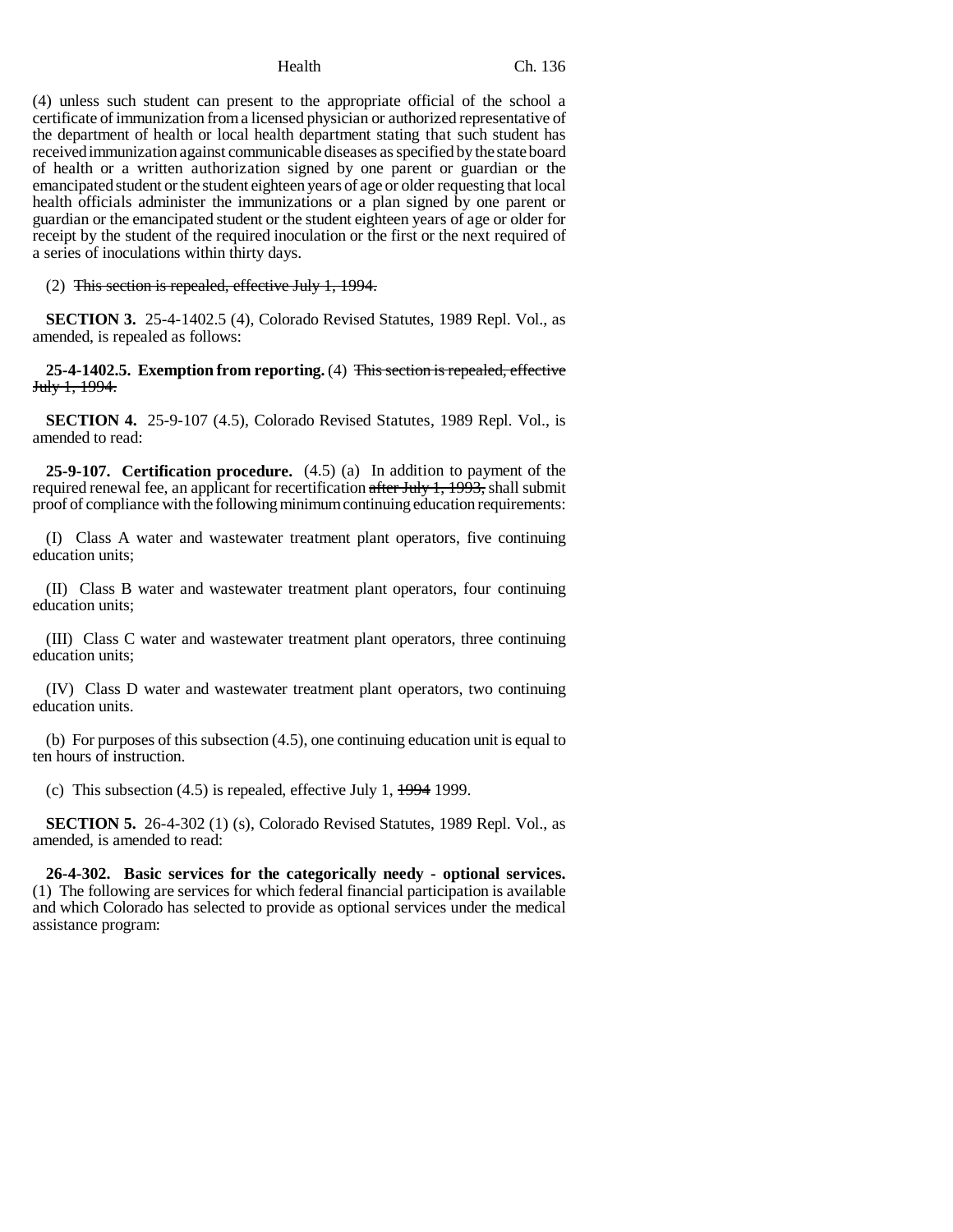(4) unless such student can present to the appropriate official of the school a certificate of immunization from a licensed physician or authorized representative of the department of health or local health department stating that such student has received immunization against communicable diseases as specified by the state board of health or a written authorization signed by one parent or guardian or the emancipated student or the student eighteen years of age or older requesting that local health officials administer the immunizations or a plan signed by one parent or guardian or the emancipated student or the student eighteen years of age or older for receipt by the student of the required inoculation or the first or the next required of a series of inoculations within thirty days.

(2) ~~This section is repealed, effective July 1, 1994.~~

**SECTION 3.** 25-4-1402.5 (4), Colorado Revised Statutes, 1989 Repl. Vol., as amended, is repealed as follows:

**25-4-1402.5. Exemption from reporting.** (4) ~~This section is repealed, effective July 1, 1994.~~

**SECTION 4.** 25-9-107 (4.5), Colorado Revised Statutes, 1989 Repl. Vol., is amended to read:

**25-9-107. Certification procedure.** (4.5) (a) In addition to payment of the required renewal fee, an applicant for recertification ~~after July 1, 1993,~~ shall submit proof of compliance with the following minimum continuing education requirements:

(I) Class A water and wastewater treatment plant operators, five continuing education units;

(II) Class B water and wastewater treatment plant operators, four continuing education units;

(III) Class C water and wastewater treatment plant operators, three continuing education units;

(IV) Class D water and wastewater treatment plant operators, two continuing education units.

(b) For purposes of this subsection (4.5), one continuing education unit is equal to ten hours of instruction.

(c) This subsection (4.5) is repealed, effective July 1, ~~1994~~ 1999.

**SECTION 5.** 26-4-302 (1) (s), Colorado Revised Statutes, 1989 Repl. Vol., as amended, is amended to read:

**26-4-302. Basic services for the categorically needy - optional services.** (1) The following are services for which federal financial participation is available and which Colorado has selected to provide as optional services under the medical assistance program: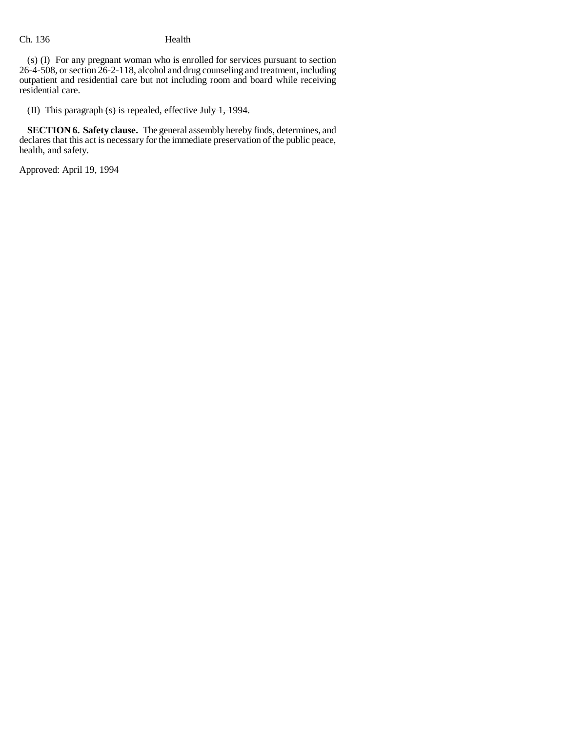(s) (I) For any pregnant woman who is enrolled for services pursuant to section 26-4-508, or section 26-2-118, alcohol and drug counseling and treatment, including outpatient and residential care but not including room and board while receiving residential care.

(II) ~~This paragraph (s) is repealed, effective July 1, 1994.~~

**SECTION 6. Safety clause.** The general assembly hereby finds, determines, and declares that this act is necessary for the immediate preservation of the public peace, health, and safety.

Approved: April 19, 1994